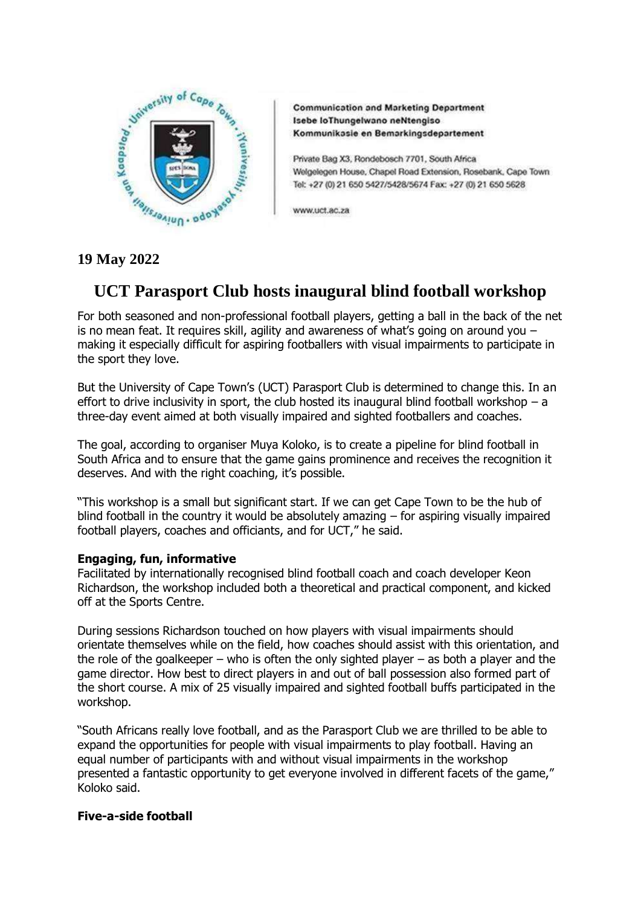Communication and Marketing Department
Isebe loThungelwano neNtengiso
Kommunikasie en Bemarkingsdepartement

Private Bag X3, Rondebosch 7701, South Africa
Welgelegen House, Chapel Road Extension, Rosebank, Cape Town
Tel: +27 (0) 21 650 5427/5428/5674 Fax: +27 (0) 21 650 5628

www.uct.ac.za

**19 May 2022**

# UCT Parasport Club hosts inaugural blind football workshop

For both seasoned and non-professional football players, getting a ball in the back of the net is no mean feat. It requires skill, agility and awareness of what's going on around you – making it especially difficult for aspiring footballers with visual impairments to participate in the sport they love.

But the University of Cape Town's (UCT) Parasport Club is determined to change this. In an effort to drive inclusivity in sport, the club hosted its inaugural blind football workshop – a three-day event aimed at both visually impaired and sighted footballers and coaches.

The goal, according to organiser Muya Koloko, is to create a pipeline for blind football in South Africa and to ensure that the game gains prominence and receives the recognition it deserves. And with the right coaching, it's possible.

"This workshop is a small but significant start. If we can get Cape Town to be the hub of blind football in the country it would be absolutely amazing – for aspiring visually impaired football players, coaches and officiants, and for UCT," he said.

**Engaging, fun, informative**
Facilitated by internationally recognised blind football coach and coach developer Keon Richardson, the workshop included both a theoretical and practical component, and kicked off at the Sports Centre.

During sessions Richardson touched on how players with visual impairments should orientate themselves while on the field, how coaches should assist with this orientation, and the role of the goalkeeper – who is often the only sighted player – as both a player and the game director. How best to direct players in and out of ball possession also formed part of the short course. A mix of 25 visually impaired and sighted football buffs participated in the workshop.

"South Africans really love football, and as the Parasport Club we are thrilled to be able to expand the opportunities for people with visual impairments to play football. Having an equal number of participants with and without visual impairments in the workshop presented a fantastic opportunity to get everyone involved in different facets of the game," Koloko said.

**Five-a-side football**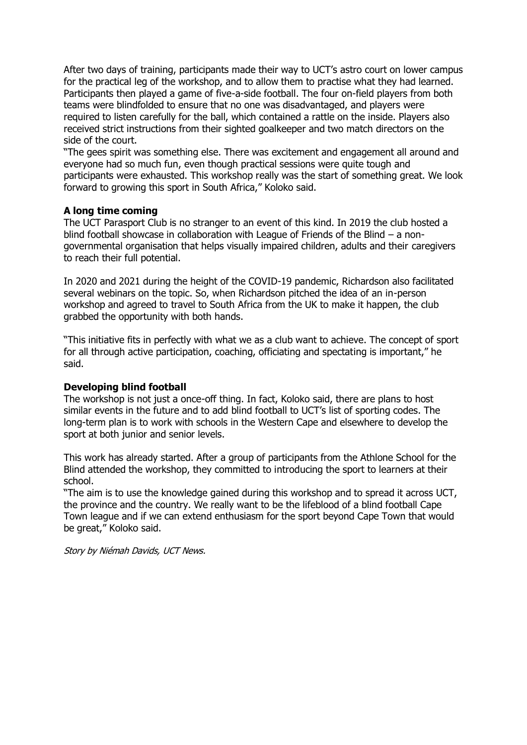After two days of training, participants made their way to UCT's astro court on lower campus for the practical leg of the workshop, and to allow them to practise what they had learned. Participants then played a game of five-a-side football. The four on-field players from both teams were blindfolded to ensure that no one was disadvantaged, and players were required to listen carefully for the ball, which contained a rattle on the inside. Players also received strict instructions from their sighted goalkeeper and two match directors on the side of the court.

"The gees spirit was something else. There was excitement and engagement all around and everyone had so much fun, even though practical sessions were quite tough and participants were exhausted. This workshop really was the start of something great. We look forward to growing this sport in South Africa," Koloko said.

**A long time coming**

The UCT Parasport Club is no stranger to an event of this kind. In 2019 the club hosted a blind football showcase in collaboration with League of Friends of the Blind – a non-governmental organisation that helps visually impaired children, adults and their caregivers to reach their full potential.

In 2020 and 2021 during the height of the COVID-19 pandemic, Richardson also facilitated several webinars on the topic. So, when Richardson pitched the idea of an in-person workshop and agreed to travel to South Africa from the UK to make it happen, the club grabbed the opportunity with both hands.

"This initiative fits in perfectly with what we as a club want to achieve. The concept of sport for all through active participation, coaching, officiating and spectating is important," he said.

**Developing blind football**

The workshop is not just a once-off thing. In fact, Koloko said, there are plans to host similar events in the future and to add blind football to UCT's list of sporting codes. The long-term plan is to work with schools in the Western Cape and elsewhere to develop the sport at both junior and senior levels.

This work has already started. After a group of participants from the Athlone School for the Blind attended the workshop, they committed to introducing the sport to learners at their school.

"The aim is to use the knowledge gained during this workshop and to spread it across UCT, the province and the country. We really want to be the lifeblood of a blind football Cape Town league and if we can extend enthusiasm for the sport beyond Cape Town that would be great," Koloko said.

*Story by Niémah Davids, UCT News.*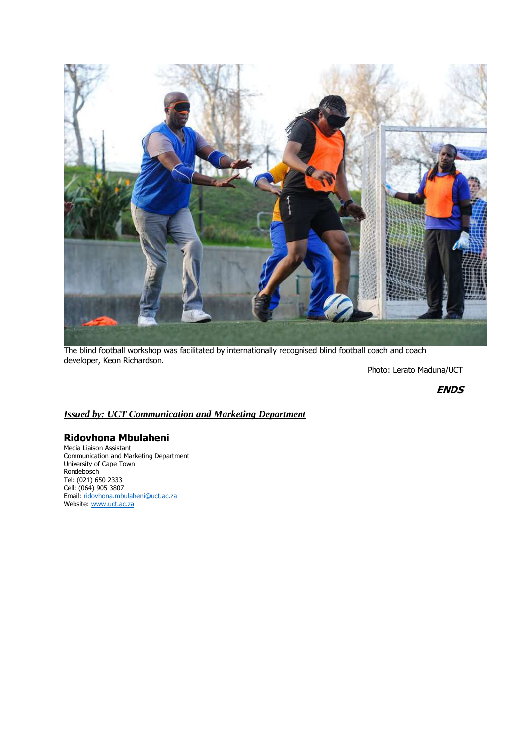The blind football workshop was facilitated by internationally recognised blind football coach and coach developer, Keon Richardson.

Photo: Lerato Maduna/UCT

***ENDS***

***Issued by: UCT Communication and Marketing Department***

**Ridovhona Mbulaheni**
Media Liaison Assistant
Communication and Marketing Department
University of Cape Town
Rondebosch
Tel: (021) 650 2333
Cell: (064) 905 3807
Email: ridovhona.mbulaheni@uct.ac.za
Website: www.uct.ac.za